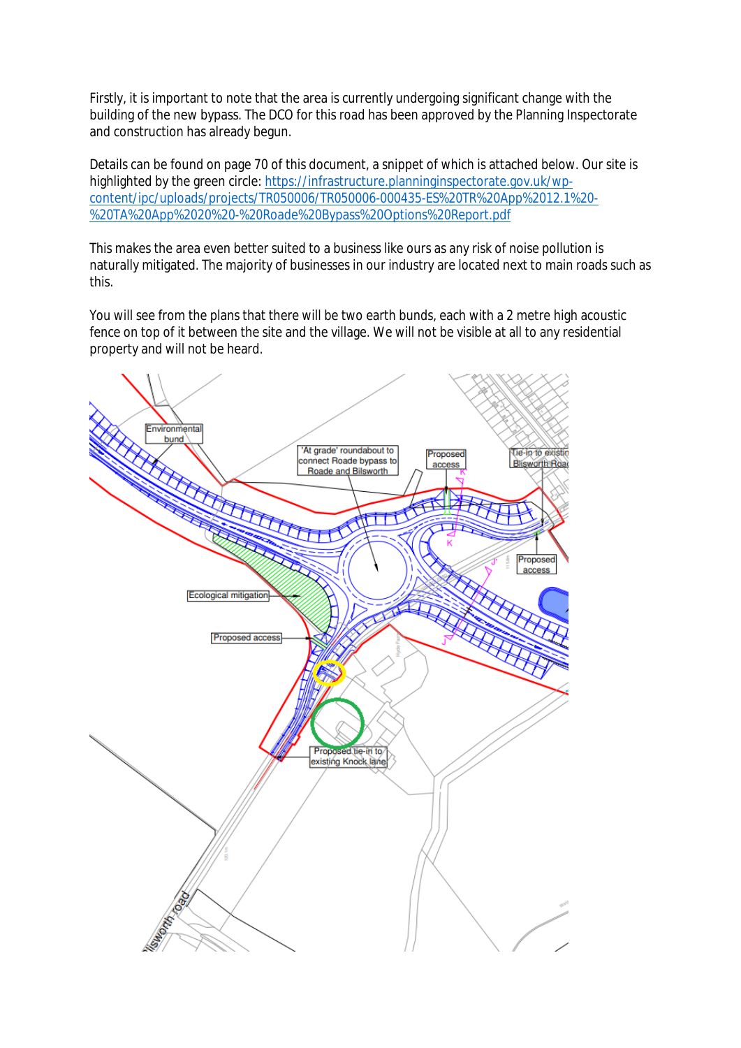Firstly, it is important to note that the area is currently undergoing significant change with the building of the new bypass. The DCO for this road has been approved by the Planning Inspectorate and construction has already begun.

Details can be found on page 70 of this document, a snippet of which is attached below. Our site is highlighted by the green circle: https://infrastructure.planninginspectorate.gov.uk/wp-content/ipc/uploads/projects/TR050006/TR050006-000435-ES%20TR%20App%2012.1%20-%20TA%20App%2020%20-%20Roade%20Bypass%20Options%20Report.pdf

This makes the area even better suited to a business like ours as any risk of noise pollution is naturally mitigated. The majority of businesses in our industry are located next to main roads such as this.

You will see from the plans that there will be two earth bunds, each with a 2 metre high acoustic fence on top of it between the site and the village. We will not be visible at all to any residential property and will not be heard.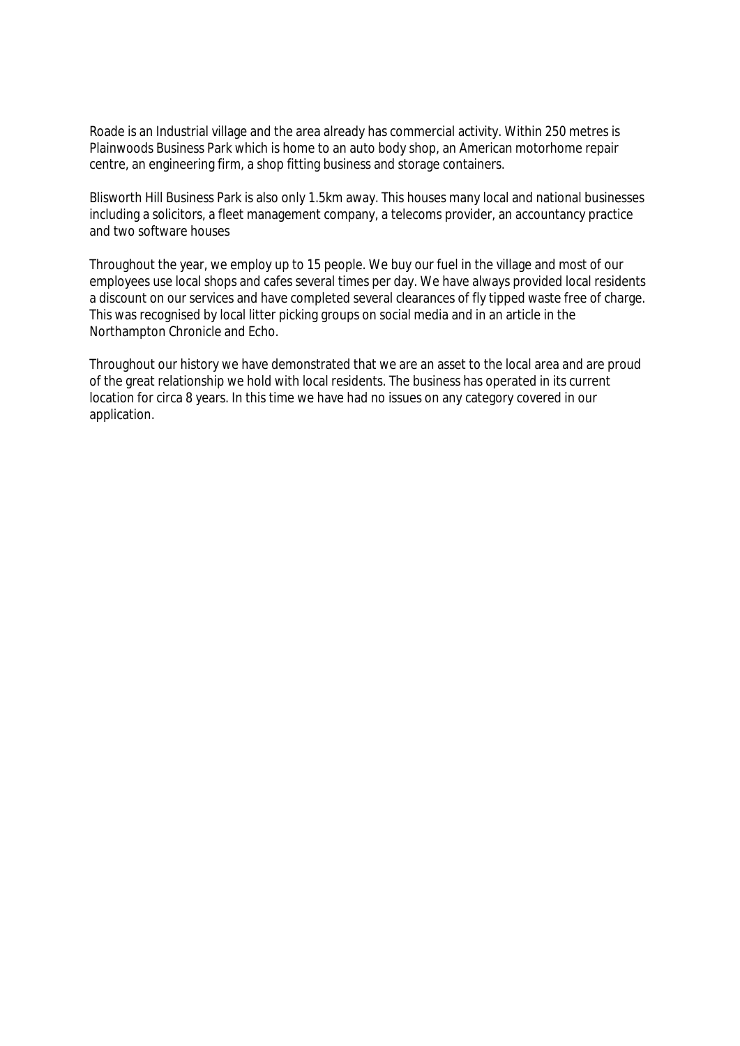Roade is an Industrial village and the area already has commercial activity. Within 250 metres is Plainwoods Business Park which is home to an auto body shop, an American motorhome repair centre, an engineering firm, a shop fitting business and storage containers.

Blisworth Hill Business Park is also only 1.5km away. This houses many local and national businesses including a solicitors, a fleet management company, a telecoms provider, an accountancy practice and two software houses

Throughout the year, we employ up to 15 people. We buy our fuel in the village and most of our employees use local shops and cafes several times per day. We have always provided local residents a discount on our services and have completed several clearances of fly tipped waste free of charge. This was recognised by local litter picking groups on social media and in an article in the Northampton Chronicle and Echo.

Throughout our history we have demonstrated that we are an asset to the local area and are proud of the great relationship we hold with local residents. The business has operated in its current location for circa 8 years. In this time we have had no issues on any category covered in our application.